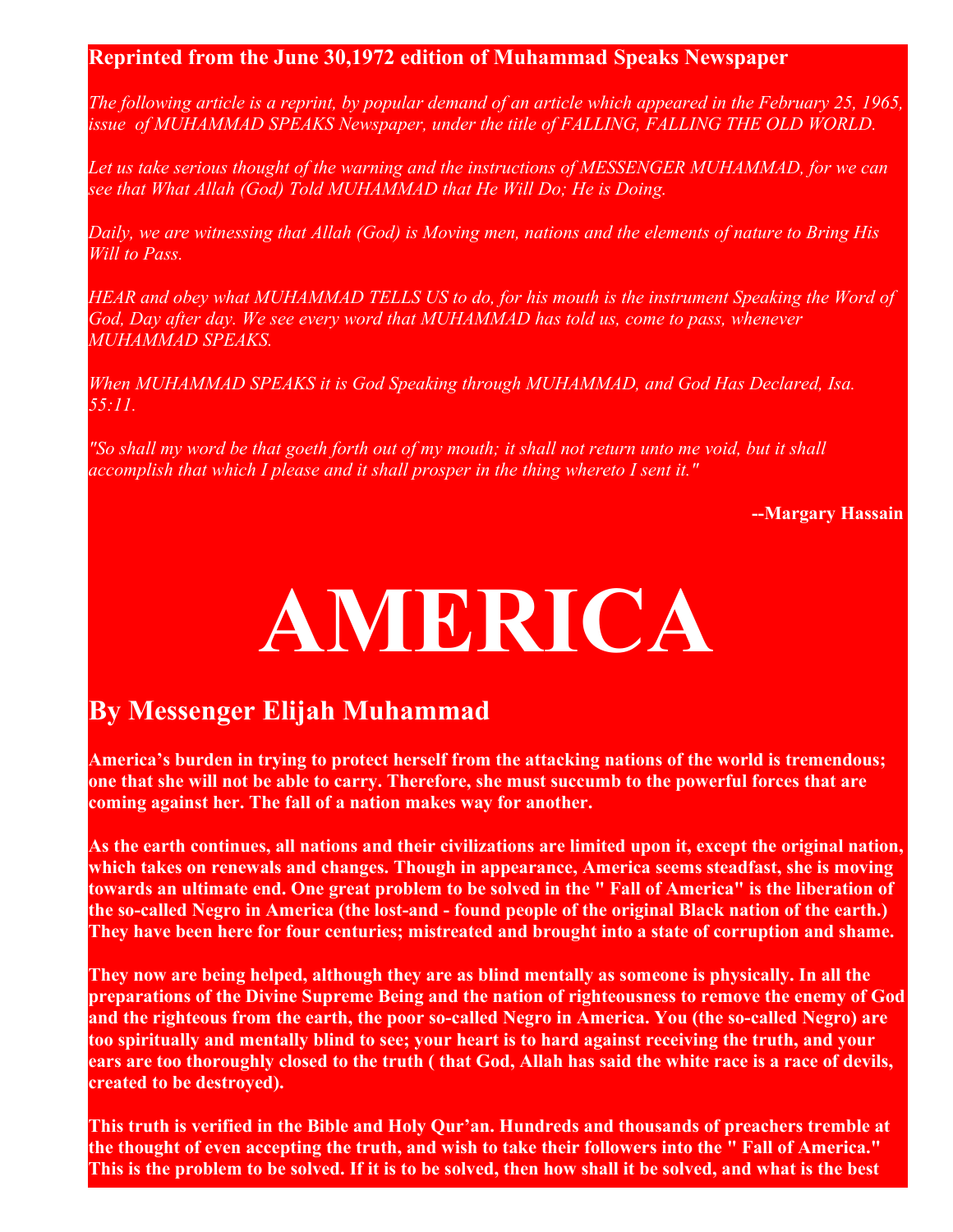**Reprinted from the June 30,1972 edition of Muhammad Speaks Newspaper**

*The following article is a reprint, by popular demand of an article which appeared in the February 25, 1965, issue of MUHAMMAD SPEAKS Newspaper, under the title of FALLING, FALLING THE OLD WORLD.*

*Let us take serious thought of the warning and the instructions of MESSENGER MUHAMMAD, for we can see that What Allah (God) Told MUHAMMAD that He Will Do; He is Doing.*

*Daily, we are witnessing that Allah (God) is Moving men, nations and the elements of nature to Bring His Will to Pass.*

*HEAR and obey what MUHAMMAD TELLS US to do, for his mouth is the instrument Speaking the Word of God, Day after day. We see every word that MUHAMMAD has told us, come to pass, whenever MUHAMMAD SPEAKS.*

*When MUHAMMAD SPEAKS it is God Speaking through MUHAMMAD, and God Has Declared, Isa. 55:11.*

*"So shall my word be that goeth forth out of my mouth; it shall not return unto me void, but it shall accomplish that which I please and it shall prosper in the thing whereto I sent it."*

**--Margary Hassain**

# AMERICA

## By Messenger Elijah Muhammad

**America's burden in trying to protect herself from the attacking nations of the world is tremendous; one that she will not be able to carry. Therefore, she must succumb to the powerful forces that are coming against her. The fall of a nation makes way for another.**

**As the earth continues, all nations and their civilizations are limited upon it, except the original nation, which takes on renewals and changes. Though in appearance, America seems steadfast, she is moving towards an ultimate end. One great problem to be solved in the " Fall of America" is the liberation of the so-called Negro in America (the lost-and - found people of the original Black nation of the earth.) They have been here for four centuries; mistreated and brought into a state of corruption and shame.**

**They now are being helped, although they are as blind mentally as someone is physically. In all the preparations of the Divine Supreme Being and the nation of righteousness to remove the enemy of God and the righteous from the earth, the poor so-called Negro in America. You (the so-called Negro) are too spiritually and mentally blind to see; your heart is to hard against receiving the truth, and your ears are too thoroughly closed to the truth ( that God, Allah has said the white race is a race of devils, created to be destroyed).**

**This truth is verified in the Bible and Holy Qur'an. Hundreds and thousands of preachers tremble at the thought of even accepting the truth, and wish to take their followers into the " Fall of America." This is the problem to be solved. If it is to be solved, then how shall it be solved, and what is the best**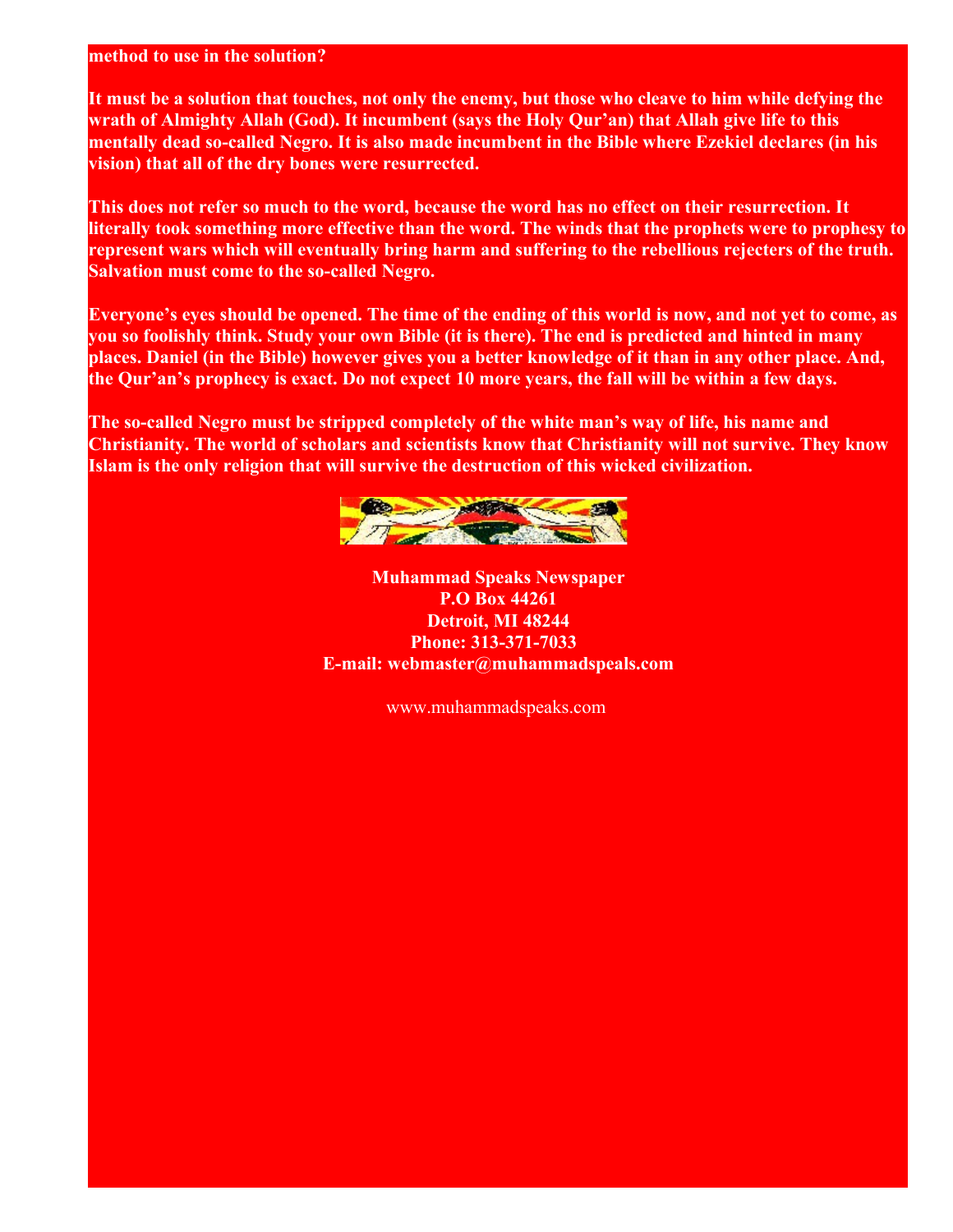**method to use in the solution?**

**It must be a solution that touches, not only the enemy, but those who cleave to him while defying the wrath of Almighty Allah (God). It incumbent (says the Holy Qur'an) that Allah give life to this mentally dead so-called Negro. It is also made incumbent in the Bible where Ezekiel declares (in his vision) that all of the dry bones were resurrected.**

**This does not refer so much to the word, because the word has no effect on their resurrection. It literally took something more effective than the word. The winds that the prophets were to prophesy to represent wars which will eventually bring harm and suffering to the rebellious rejecters of the truth. Salvation must come to the so-called Negro.**

**Everyone's eyes should be opened. The time of the ending of this world is now, and not yet to come, as you so foolishly think. Study your own Bible (it is there). The end is predicted and hinted in many places. Daniel (in the Bible) however gives you a better knowledge of it than in any other place. And, the Qur'an's prophecy is exact. Do not expect 10 more years, the fall will be within a few days.**

**The so-called Negro must be stripped completely of the white man's way of life, his name and Christianity. The world of scholars and scientists know that Christianity will not survive. They know Islam is the only religion that will survive the destruction of this wicked civilization.**

**Muhammad Speaks Newspaper**
**P.O Box 44261**
**Detroit, MI 48244**
**Phone: 313-371-7033**
**E-mail: webmaster@muhammadspeals.com**

www.muhammadspeaks.com